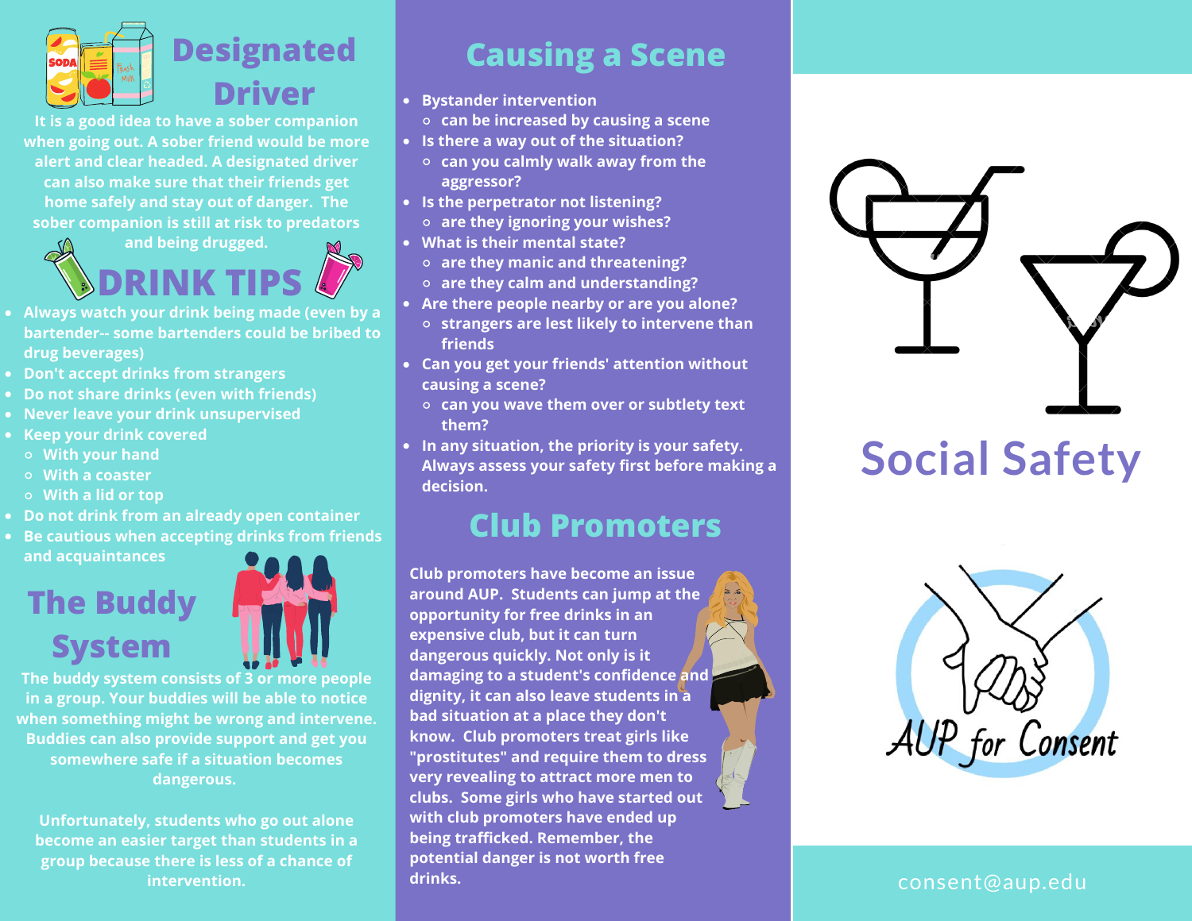## Designated Driver

It is a good idea to have a sober companion when going out. A sober friend would be more alert and clear headed. A designated driver can also make sure that their friends get home safely and stay out of danger. The sober companion is still at risk to predators and being drugged.

## DRINK TIPS

- Always watch your drink being made (even by a bartender-- some bartenders could be bribed to drug beverages)
- Don't accept drinks from strangers
- Do not share drinks (even with friends)
- Never leave your drink unsupervised
- Keep your drink covered
  - With your hand
  - With a coaster
  - With a lid or top
- Do not drink from an already open container
- Be cautious when accepting drinks from friends and acquaintances

## The Buddy System

The buddy system consists of 3 or more people in a group. Your buddies will be able to notice when something might be wrong and intervene. Buddies can also provide support and get you somewhere safe if a situation becomes dangerous.

Unfortunately, students who go out alone become an easier target than students in a group because there is less of a chance of intervention.

## Causing a Scene

- Bystander intervention
  - can be increased by causing a scene
- Is there a way out of the situation?
  - can you calmly walk away from the aggressor?
- Is the perpetrator not listening?
  - are they ignoring your wishes?
- What is their mental state?
  - are they manic and threatening?
  - are they calm and understanding?
- Are there people nearby or are you alone?
  - strangers are lest likely to intervene than friends
- Can you get your friends' attention without causing a scene?
  - can you wave them over or subtlety text them?
- In any situation, the priority is your safety. Always assess your safety first before making a decision.

## Club Promoters

Club promoters have become an issue around AUP. Students can jump at the opportunity for free drinks in an expensive club, but it can turn dangerous quickly. Not only is it damaging to a student's confidence and dignity, it can also leave students in a bad situation at a place they don't know. Club promoters treat girls like "prostitutes" and require them to dress very revealing to attract more men to clubs. Some girls who have started out with club promoters have ended up being trafficked. Remember, the potential danger is not worth free drinks.

# Social Safety

AUP for Consent

consent@aup.edu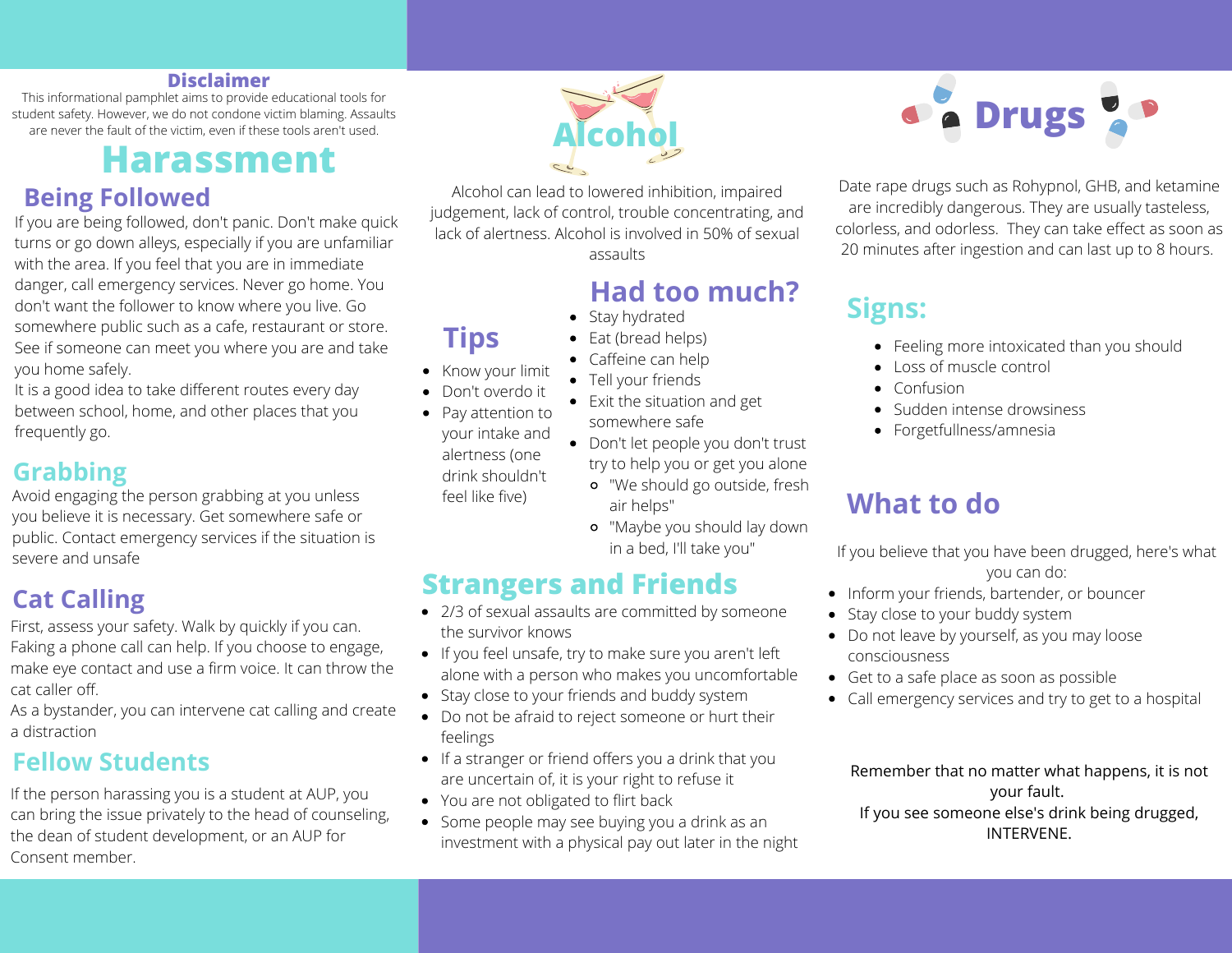**Disclaimer**

This informational pamphlet aims to provide educational tools for student safety. However, we do not condone victim blaming. Assaults are never the fault of the victim, even if these tools aren't used.

# Harassment

## Being Followed

If you are being followed, don't panic. Don't make quick turns or go down alleys, especially if you are unfamiliar with the area. If you feel that you are in immediate danger, call emergency services. Never go home. You don't want the follower to know where you live. Go somewhere public such as a cafe, restaurant or store. See if someone can meet you where you are and take you home safely.

It is a good idea to take different routes every day between school, home, and other places that you frequently go.

## Grabbing

Avoid engaging the person grabbing at you unless you believe it is necessary. Get somewhere safe or public. Contact emergency services if the situation is severe and unsafe

## Cat Calling

First, assess your safety. Walk by quickly if you can. Faking a phone call can help. If you choose to engage, make eye contact and use a firm voice. It can throw the cat caller off.

As a bystander, you can intervene cat calling and create a distraction

## Fellow Students

If the person harassing you is a student at AUP, you can bring the issue privately to the head of counseling, the dean of student development, or an AUP for Consent member.

# Alcohol

Alcohol can lead to lowered inhibition, impaired judgement, lack of control, trouble concentrating, and lack of alertness. Alcohol is involved in 50% of sexual assaults

## Tips

- Know your limit
- Don't overdo it
- Pay attention to your intake and alertness (one drink shouldn't feel like five)

## Had too much?

- Stay hydrated
- Eat (bread helps)
- Caffeine can help
- Tell your friends
- Exit the situation and get somewhere safe
- Don't let people you don't trust try to help you or get you alone
  - "We should go outside, fresh air helps"
  - "Maybe you should lay down in a bed, I'll take you"

## Strangers and Friends

- 2/3 of sexual assaults are committed by someone the survivor knows
- If you feel unsafe, try to make sure you aren't left alone with a person who makes you uncomfortable
- Stay close to your friends and buddy system
- Do not be afraid to reject someone or hurt their feelings
- If a stranger or friend offers you a drink that you are uncertain of, it is your right to refuse it
- You are not obligated to flirt back
- Some people may see buying you a drink as an investment with a physical pay out later in the night

# Drugs

Date rape drugs such as Rohypnol, GHB, and ketamine are incredibly dangerous. They are usually tasteless, colorless, and odorless. They can take effect as soon as 20 minutes after ingestion and can last up to 8 hours.

## Signs:

- Feeling more intoxicated than you should
- Loss of muscle control
- Confusion
- Sudden intense drowsiness
- Forgetfullness/amnesia

## What to do

If you believe that you have been drugged, here's what you can do:

- Inform your friends, bartender, or bouncer
- Stay close to your buddy system
- Do not leave by yourself, as you may loose consciousness
- Get to a safe place as soon as possible
- Call emergency services and try to get to a hospital

Remember that no matter what happens, it is not your fault.
If you see someone else's drink being drugged, INTERVENE.